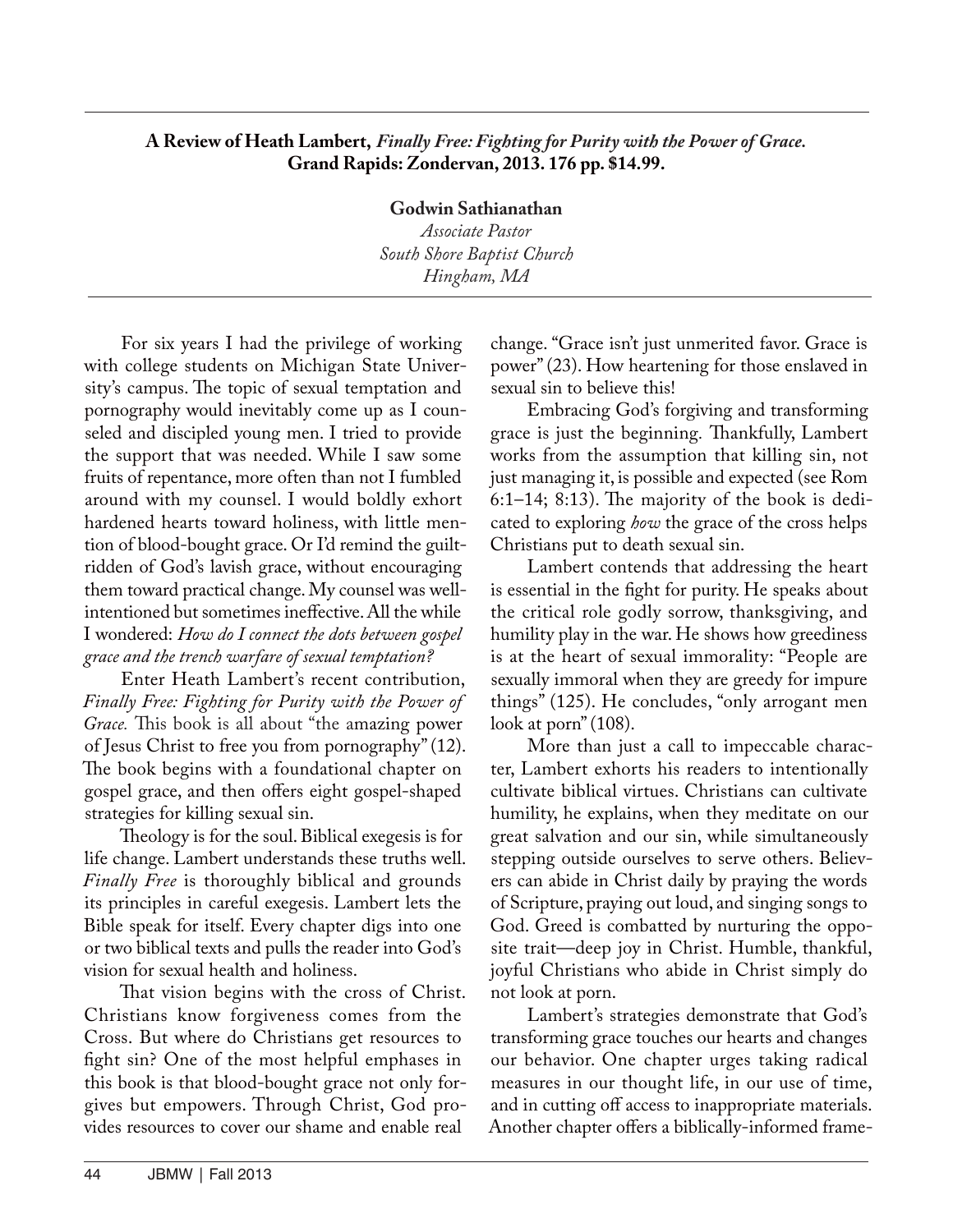**A Review of Heath Lambert, *Finally Free: Fighting for Purity with the Power of Grace.* Grand Rapids: Zondervan, 2013. 176 pp. $14.99.**

**Godwin Sathianathan**
*Associate Pastor*
*South Shore Baptist Church*
*Hingham, MA*

For six years I had the privilege of working with college students on Michigan State University's campus. The topic of sexual temptation and pornography would inevitably come up as I counseled and discipled young men. I tried to provide the support that was needed. While I saw some fruits of repentance, more often than not I fumbled around with my counsel. I would boldly exhort hardened hearts toward holiness, with little mention of blood-bought grace. Or I'd remind the guilt-ridden of God's lavish grace, without encouraging them toward practical change. My counsel was well-intentioned but sometimes ineffective. All the while I wondered: *How do I connect the dots between gospel grace and the trench warfare of sexual temptation?*

Enter Heath Lambert's recent contribution, *Finally Free: Fighting for Purity with the Power of Grace.* This book is all about "the amazing power of Jesus Christ to free you from pornography" (12). The book begins with a foundational chapter on gospel grace, and then offers eight gospel-shaped strategies for killing sexual sin.

Theology is for the soul. Biblical exegesis is for life change. Lambert understands these truths well. *Finally Free* is thoroughly biblical and grounds its principles in careful exegesis. Lambert lets the Bible speak for itself. Every chapter digs into one or two biblical texts and pulls the reader into God's vision for sexual health and holiness.

That vision begins with the cross of Christ. Christians know forgiveness comes from the Cross. But where do Christians get resources to fight sin? One of the most helpful emphases in this book is that blood-bought grace not only forgives but empowers. Through Christ, God provides resources to cover our shame and enable real change. "Grace isn't just unmerited favor. Grace is power" (23). How heartening for those enslaved in sexual sin to believe this!

Embracing God's forgiving and transforming grace is just the beginning. Thankfully, Lambert works from the assumption that killing sin, not just managing it, is possible and expected (see Rom 6:1–14; 8:13). The majority of the book is dedicated to exploring *how* the grace of the cross helps Christians put to death sexual sin.

Lambert contends that addressing the heart is essential in the fight for purity. He speaks about the critical role godly sorrow, thanksgiving, and humility play in the war. He shows how greediness is at the heart of sexual immorality: "People are sexually immoral when they are greedy for impure things" (125). He concludes, "only arrogant men look at porn" (108).

More than just a call to impeccable character, Lambert exhorts his readers to intentionally cultivate biblical virtues. Christians can cultivate humility, he explains, when they meditate on our great salvation and our sin, while simultaneously stepping outside ourselves to serve others. Believers can abide in Christ daily by praying the words of Scripture, praying out loud, and singing songs to God. Greed is combatted by nurturing the opposite trait—deep joy in Christ. Humble, thankful, joyful Christians who abide in Christ simply do not look at porn.

Lambert's strategies demonstrate that God's transforming grace touches our hearts and changes our behavior. One chapter urges taking radical measures in our thought life, in our use of time, and in cutting off access to inappropriate materials. Another chapter offers a biblically-informed frame-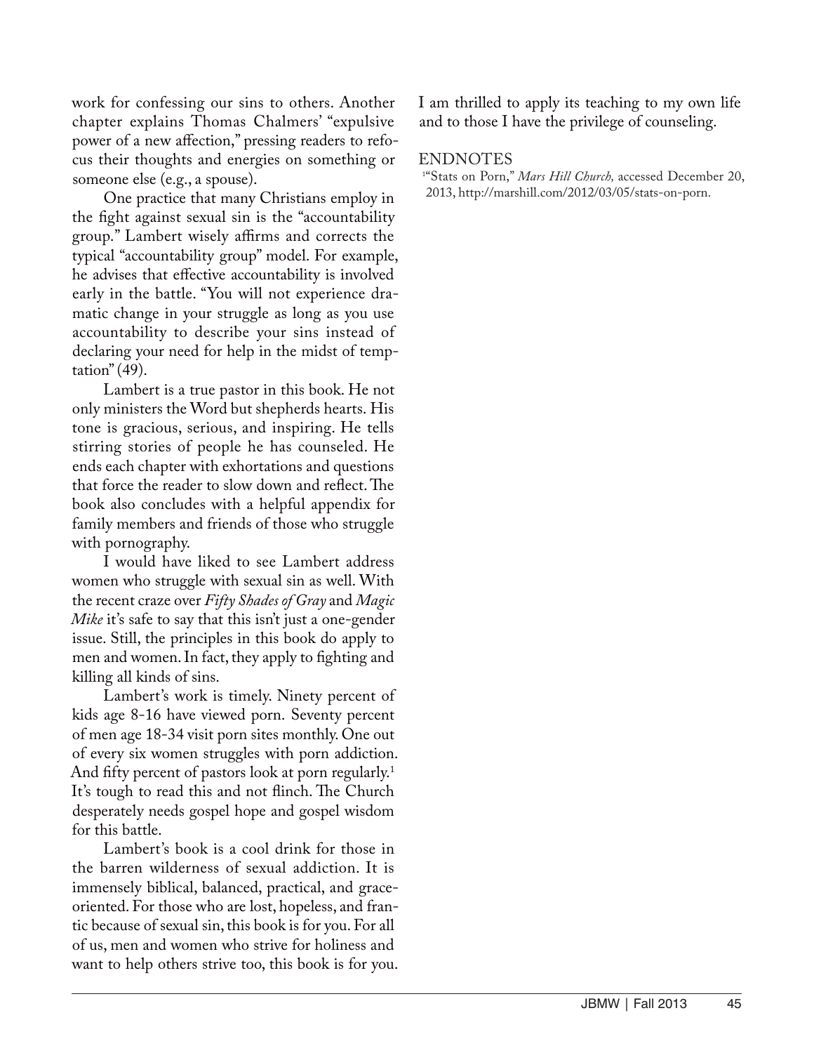work for confessing our sins to others. Another chapter explains Thomas Chalmers' "expulsive power of a new affection," pressing readers to refocus their thoughts and energies on something or someone else (e.g., a spouse).

One practice that many Christians employ in the fight against sexual sin is the "accountability group." Lambert wisely affirms and corrects the typical "accountability group" model. For example, he advises that effective accountability is involved early in the battle. "You will not experience dramatic change in your struggle as long as you use accountability to describe your sins instead of declaring your need for help in the midst of temptation" (49).

Lambert is a true pastor in this book. He not only ministers the Word but shepherds hearts. His tone is gracious, serious, and inspiring. He tells stirring stories of people he has counseled. He ends each chapter with exhortations and questions that force the reader to slow down and reflect. The book also concludes with a helpful appendix for family members and friends of those who struggle with pornography.

I would have liked to see Lambert address women who struggle with sexual sin as well. With the recent craze over *Fifty Shades of Gray* and *Magic Mike* it's safe to say that this isn't just a one-gender issue. Still, the principles in this book do apply to men and women. In fact, they apply to fighting and killing all kinds of sins.

Lambert's work is timely. Ninety percent of kids age 8-16 have viewed porn. Seventy percent of men age 18-34 visit porn sites monthly. One out of every six women struggles with porn addiction. And fifty percent of pastors look at porn regularly.[1] It's tough to read this and not flinch. The Church desperately needs gospel hope and gospel wisdom for this battle.

Lambert's book is a cool drink for those in the barren wilderness of sexual addiction. It is immensely biblical, balanced, practical, and grace-oriented. For those who are lost, hopeless, and frantic because of sexual sin, this book is for you. For all of us, men and women who strive for holiness and want to help others strive too, this book is for you. I am thrilled to apply its teaching to my own life and to those I have the privilege of counseling.

## ENDNOTES

[1] "Stats on Porn," *Mars Hill Church,* accessed December 20, 2013, http://marshill.com/2012/03/05/stats-on-porn.